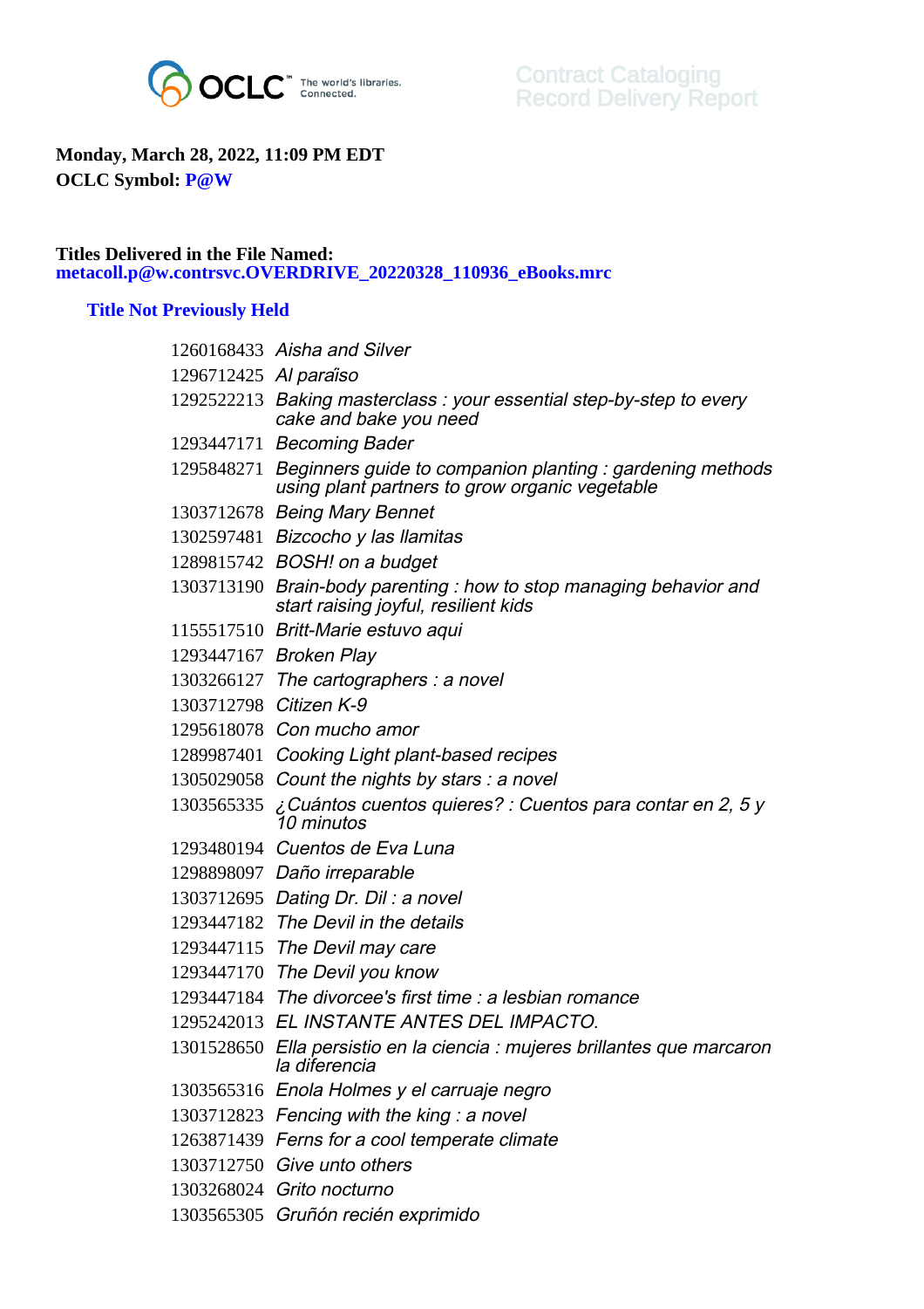Contract Cataloging
Record Delivery Report

**Monday, March 28, 2022, 11:09 PM EDT**
**OCLC Symbol: P@W**

**Titles Delivered in the File Named:**
**metacoll.p@w.contrsvc.OVERDRIVE_20220328_110936_eBooks.mrc**

### Title Not Previously Held

| | |
|---|---|
| 1260168433 | *Aisha and Silver* |
| 1296712425 | *Al paraîso* |
| 1292522213 | *Baking masterclass : your essential step-by-step to every cake and bake you need* |
| 1293447171 | *Becoming Bader* |
| 1295848271 | *Beginners guide to companion planting : gardening methods using plant partners to grow organic vegetable* |
| 1303712678 | *Being Mary Bennet* |
| 1302597481 | *Bizcocho y las llamitas* |
| 1289815742 | *BOSH! on a budget* |
| 1303713190 | *Brain-body parenting : how to stop managing behavior and start raising joyful, resilient kids* |
| 1155517510 | *Britt-Marie estuvo aqui* |
| 1293447167 | *Broken Play* |
| 1303266127 | *The cartographers : a novel* |
| 1303712798 | *Citizen K-9* |
| 1295618078 | *Con mucho amor* |
| 1289987401 | *Cooking Light plant-based recipes* |
| 1305029058 | *Count the nights by stars : a novel* |
| 1303565335 | *¿Cuántos cuentos quieres? : Cuentos para contar en 2, 5 y 10 minutos* |
| 1293480194 | *Cuentos de Eva Luna* |
| 1298898097 | *Daño irreparable* |
| 1303712695 | *Dating Dr. Dil : a novel* |
| 1293447182 | *The Devil in the details* |
| 1293447115 | *The Devil may care* |
| 1293447170 | *The Devil you know* |
| 1293447184 | *The divorcee's first time : a lesbian romance* |
| 1295242013 | *EL INSTANTE ANTES DEL IMPACTO.* |
| 1301528650 | *Ella persistio en la ciencia : mujeres brillantes que marcaron la diferencia* |
| 1303565316 | *Enola Holmes y el carruaje negro* |
| 1303712823 | *Fencing with the king : a novel* |
| 1263871439 | *Ferns for a cool temperate climate* |
| 1303712750 | *Give unto others* |
| 1303268024 | *Grito nocturno* |
| 1303565305 | *Gruñón recién exprimido* |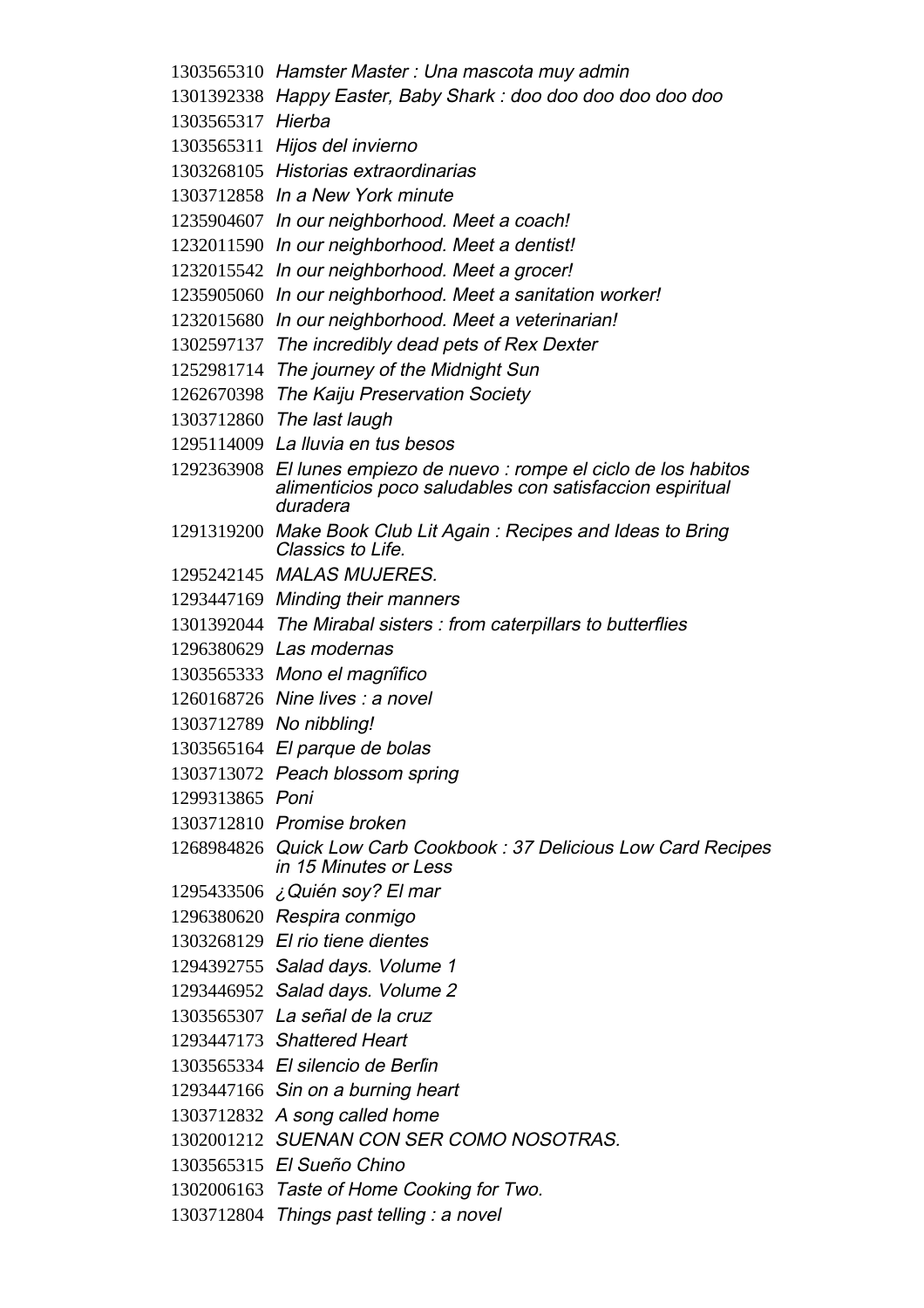1303565310 *Hamster Master : Una mascota muy admin*

1301392338 *Happy Easter, Baby Shark : doo doo doo doo doo doo*

1303565317 *Hierba*

1303565311 *Hijos del invierno*

1303268105 *Historias extraordinarias*

1303712858 *In a New York minute*

1235904607 *In our neighborhood. Meet a coach!*

1232011590 *In our neighborhood. Meet a dentist!*

1232015542 *In our neighborhood. Meet a grocer!*

1235905060 *In our neighborhood. Meet a sanitation worker!*

1232015680 *In our neighborhood. Meet a veterinarian!*

1302597137 *The incredibly dead pets of Rex Dexter*

1252981714 *The journey of the Midnight Sun*

1262670398 *The Kaiju Preservation Society*

1303712860 *The last laugh*

1295114009 *La lluvia en tus besos*

1292363908 *El lunes empiezo de nuevo : rompe el ciclo de los habitos alimenticios poco saludables con satisfaccion espiritual duradera*

1291319200 *Make Book Club Lit Again : Recipes and Ideas to Bring Classics to Life.*

1295242145 *MALAS MUJERES.*

1293447169 *Minding their manners*

1301392044 *The Mirabal sisters : from caterpillars to butterflies*

1296380629 *Las modernas*

1303565333 *Mono el magnîfico*

1260168726 *Nine lives : a novel*

1303712789 *No nibbling!*

1303565164 *El parque de bolas*

1303713072 *Peach blossom spring*

1299313865 *Poni*

1303712810 *Promise broken*

1268984826 *Quick Low Carb Cookbook : 37 Delicious Low Card Recipes in 15 Minutes or Less*

1295433506 *¿Quién soy? El mar*

1296380620 *Respira conmigo*

1303268129 *El rio tiene dientes*

1294392755 *Salad days. Volume 1*

1293446952 *Salad days. Volume 2*

1303565307 *La señal de la cruz*

1293447173 *Shattered Heart*

1303565334 *El silencio de Berlîn*

1293447166 *Sin on a burning heart*

1303712832 *A song called home*

1302001212 *SUENAN CON SER COMO NOSOTRAS.*

1303565315 *El Sueño Chino*

1302006163 *Taste of Home Cooking for Two.*

1303712804 *Things past telling : a novel*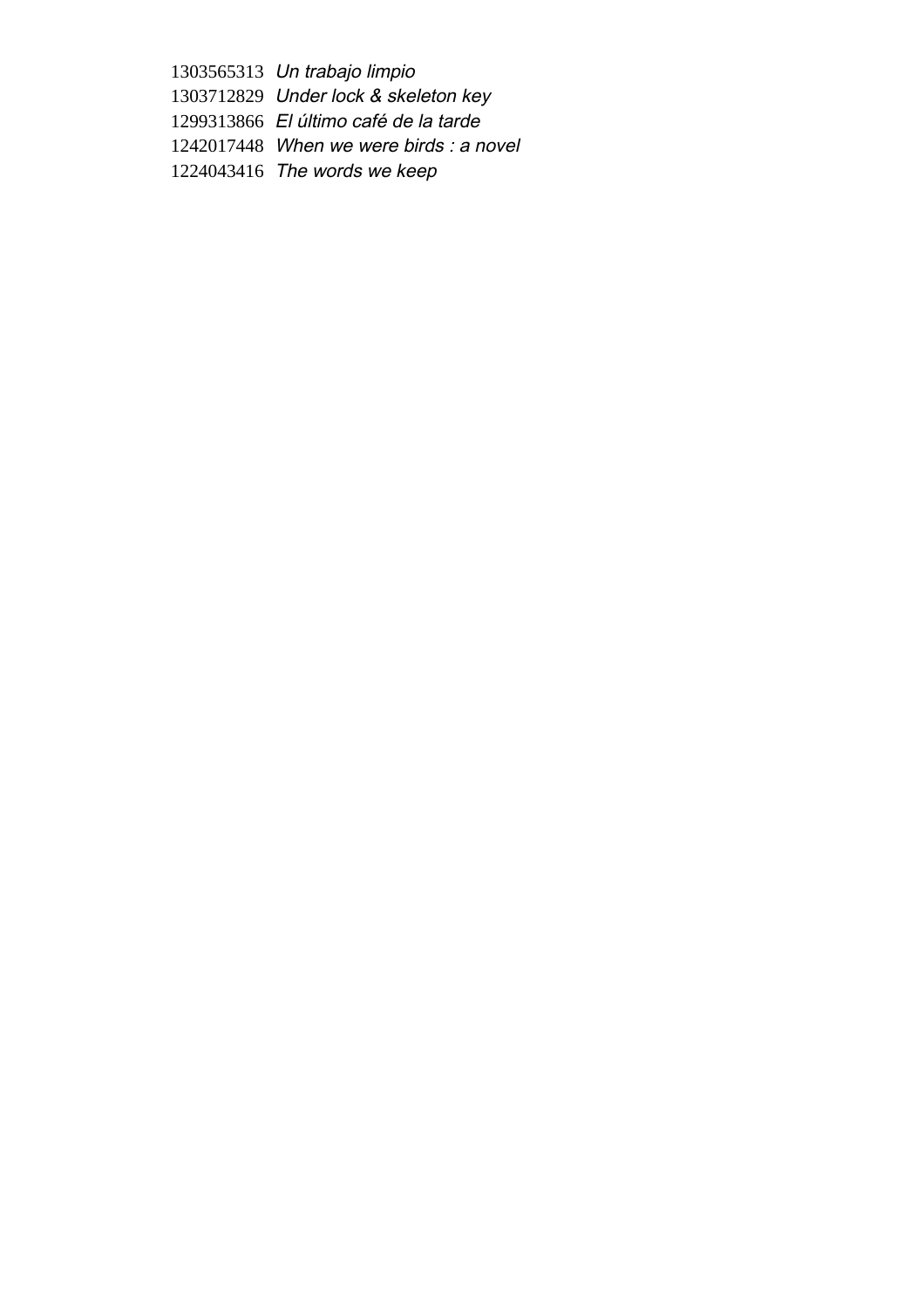1303565313 *Un trabajo limpio*
1303712829 *Under lock & skeleton key*
1299313866 *El último café de la tarde*
1242017448 *When we were birds : a novel*
1224043416 *The words we keep*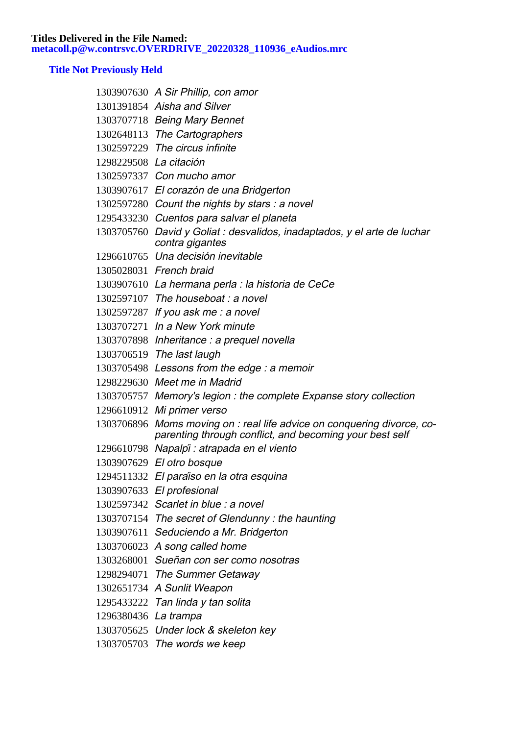**Titles Delivered in the File Named:**
**metacoll.p@w.contrsvc.OVERDRIVE_20220328_110936_eAudios.mrc**

## Title Not Previously Held

| | |
|---|---|
| 1303907630 | *A Sir Phillip, con amor* |
| 1301391854 | *Aisha and Silver* |
| 1303707718 | *Being Mary Bennet* |
| 1302648113 | *The Cartographers* |
| 1302597229 | *The circus infinite* |
| 1298229508 | *La citación* |
| 1302597337 | *Con mucho amor* |
| 1303907617 | *El corazón de una Bridgerton* |
| 1302597280 | *Count the nights by stars : a novel* |
| 1295433230 | *Cuentos para salvar el planeta* |
| 1303705760 | *David y Goliat : desvalidos, inadaptados, y el arte de luchar contra gigantes* |
| 1296610765 | *Una decisión inevitable* |
| 1305028031 | *French braid* |
| 1303907610 | *La hermana perla : la historia de CeCe* |
| 1302597107 | *The houseboat : a novel* |
| 1302597287 | *If you ask me : a novel* |
| 1303707271 | *In a New York minute* |
| 1303707898 | *Inheritance : a prequel novella* |
| 1303706519 | *The last laugh* |
| 1303705498 | *Lessons from the edge : a memoir* |
| 1298229630 | *Meet me in Madrid* |
| 1303705757 | *Memory's legion : the complete Expanse story collection* |
| 1296610912 | *Mi primer verso* |
| 1303706896 | *Moms moving on : real life advice on conquering divorce, co-parenting through conflict, and becoming your best self* |
| 1296610798 | *Napalpî : atrapada en el viento* |
| 1303907629 | *El otro bosque* |
| 1294511332 | *El paraîso en la otra esquina* |
| 1303907633 | *El profesional* |
| 1302597342 | *Scarlet in blue : a novel* |
| 1303707154 | *The secret of Glendunny : the haunting* |
| 1303907611 | *Seduciendo a Mr. Bridgerton* |
| 1303706023 | *A song called home* |
| 1303268001 | *Sueñan con ser como nosotras* |
| 1298294071 | *The Summer Getaway* |
| 1302651734 | *A Sunlit Weapon* |
| 1295433222 | *Tan linda y tan solita* |
| 1296380436 | *La trampa* |
| 1303705625 | *Under lock & skeleton key* |
| 1303705703 | *The words we keep* |